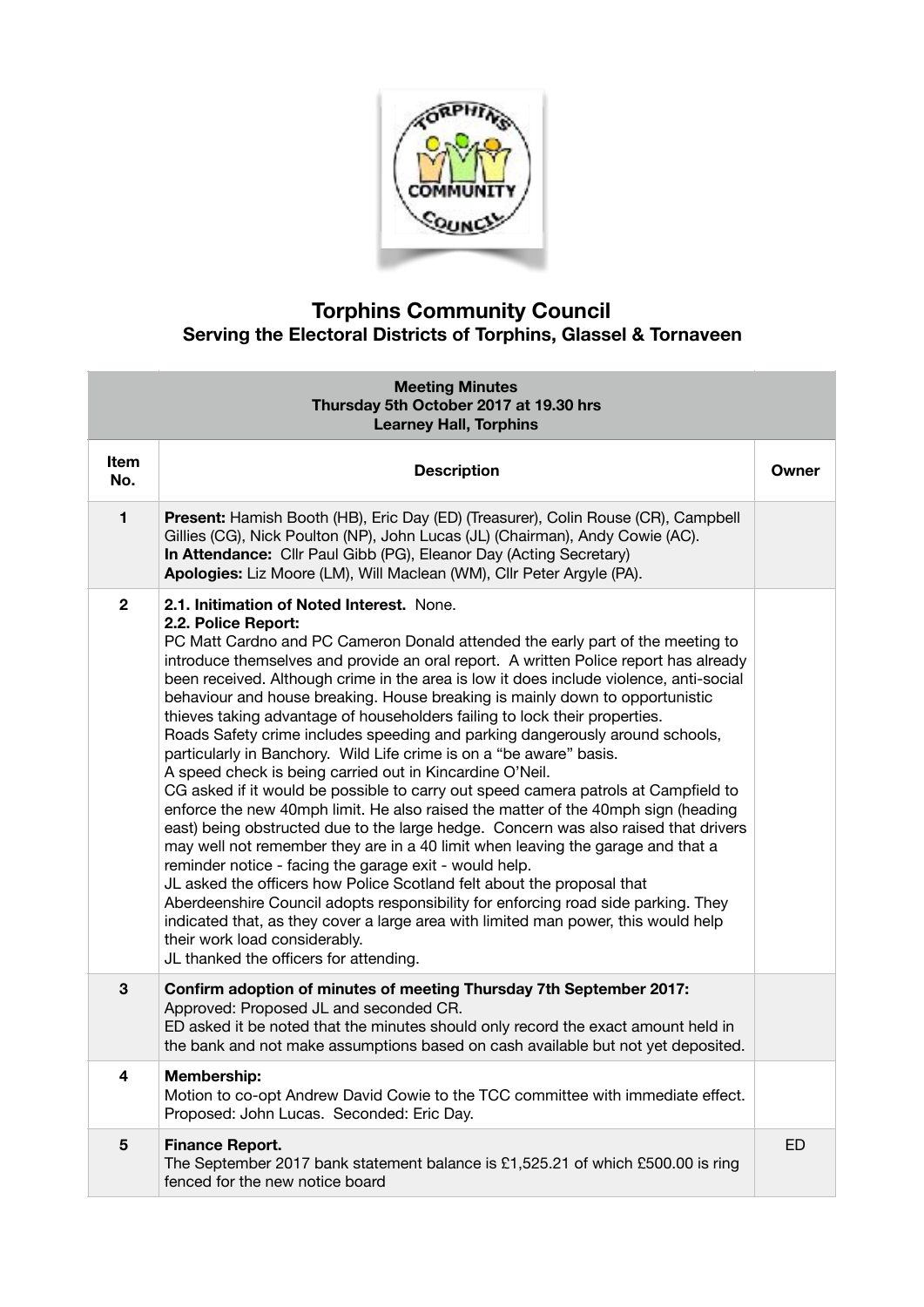# Torphins Community Council

## Serving the Electoral Districts of Torphins, Glassel & Tornaveen

| Meeting Minutes<br>Thursday 5th October 2017 at 19.30 hrs<br>Learney Hall, Torphins | | |
|---|---|---|
| **Item No.** | **Description** | **Owner** |
| **1** | **Present:** Hamish Booth (HB), Eric Day (ED) (Treasurer), Colin Rouse (CR), Campbell Gillies (CG), Nick Poulton (NP), John Lucas (JL) (Chairman), Andy Cowie (AC).<br>**In Attendance:** Cllr Paul Gibb (PG), Eleanor Day (Acting Secretary)<br>**Apologies:** Liz Moore (LM), Will Maclean (WM), Cllr Peter Argyle (PA). | |
| **2** | **2.1. Initimation of Noted Interest.** None.<br>**2.2. Police Report:**<br>PC Matt Cardno and PC Cameron Donald attended the early part of the meeting to introduce themselves and provide an oral report. A written Police report has already been received. Although crime in the area is low it does include violence, anti-social behaviour and house breaking. House breaking is mainly down to opportunistic thieves taking advantage of householders failing to lock their properties.<br>Roads Safety crime includes speeding and parking dangerously around schools, particularly in Banchory. Wild Life crime is on a "be aware" basis.<br>A speed check is being carried out in Kincardine O'Neil.<br>CG asked if it would be possible to carry out speed camera patrols at Campfield to enforce the new 40mph limit. He also raised the matter of the 40mph sign (heading east) being obstructed due to the large hedge. Concern was also raised that drivers may well not remember they are in a 40 limit when leaving the garage and that a reminder notice - facing the garage exit - would help.<br>JL asked the officers how Police Scotland felt about the proposal that Aberdeenshire Council adopts responsibility for enforcing road side parking. They indicated that, as they cover a large area with limited man power, this would help their work load considerably.<br>JL thanked the officers for attending. | |
| **3** | **Confirm adoption of minutes of meeting Thursday 7th September 2017:**<br>Approved: Proposed JL and seconded CR.<br>ED asked it be noted that the minutes should only record the exact amount held in the bank and not make assumptions based on cash available but not yet deposited. | |
| **4** | **Membership:**<br>Motion to co-opt Andrew David Cowie to the TCC committee with immediate effect. Proposed: John Lucas. Seconded: Eric Day. | |
| **5** | **Finance Report.**<br>The September 2017 bank statement balance is £1,525.21 of which £500.00 is ring fenced for the new notice board | ED |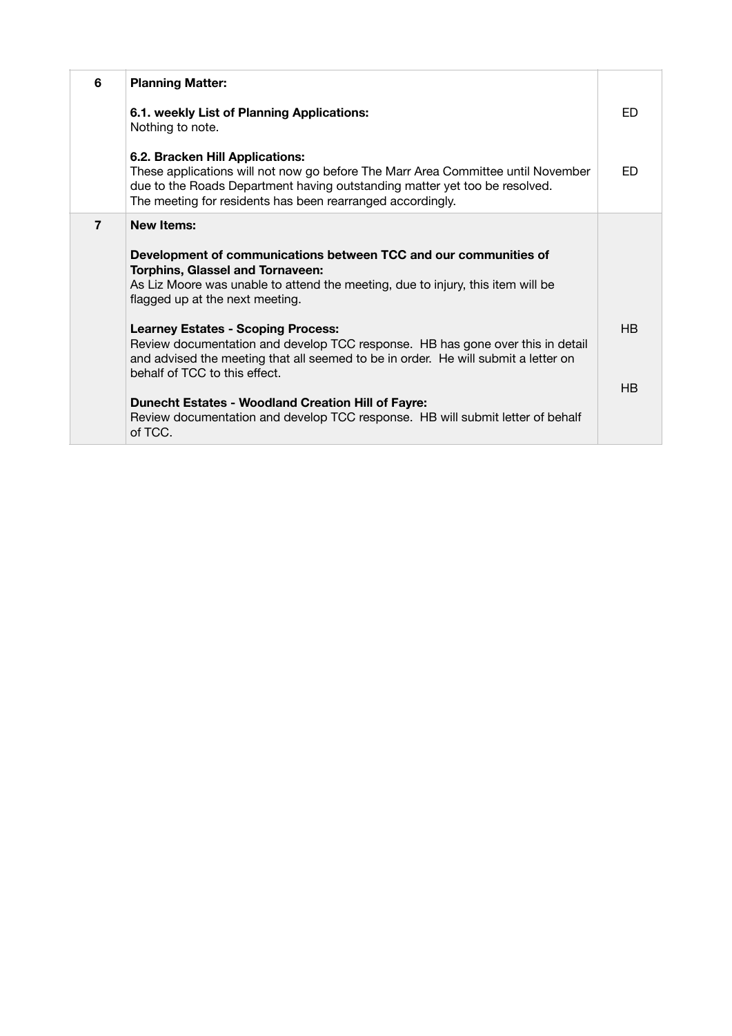| | | |
|---|---|---|
| **6** | **Planning Matter:**<br><br>**6.1. weekly List of Planning Applications:**<br>Nothing to note.<br><br>**6.2. Bracken Hill Applications:**<br>These applications will not now go before The Marr Area Committee until November due to the Roads Department having outstanding matter yet too be resolved.<br>The meeting for residents has been rearranged accordingly. | <br><br>ED<br><br><br>ED |
| **7** | **New Items:**<br><br>**Development of communications between TCC and our communities of Torphins, Glassel and Tornaveen:**<br>As Liz Moore was unable to attend the meeting, due to injury, this item will be flagged up at the next meeting.<br><br>**Learney Estates - Scoping Process:**<br>Review documentation and develop TCC response. HB has gone over this in detail and advised the meeting that all seemed to be in order. He will submit a letter on behalf of TCC to this effect.<br><br>**Dunecht Estates - Woodland Creation Hill of Fayre:**<br>Review documentation and develop TCC response. HB will submit letter of behalf of TCC. | <br><br><br><br><br><br>HB<br><br><br>HB |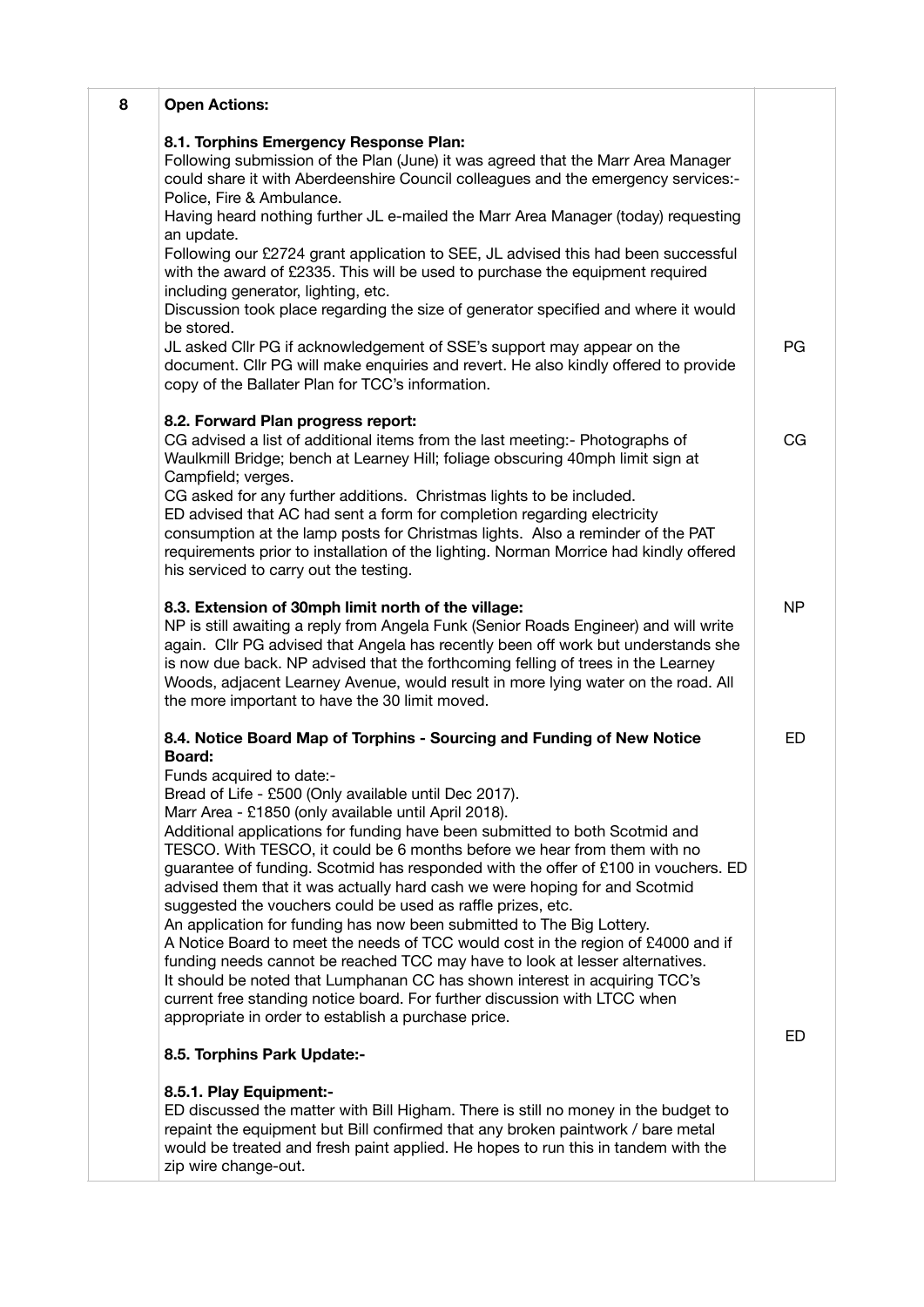| 8 | **Open Actions:** | |
|---|---|---|
| | **8.1. Torphins Emergency Response Plan:**<br>Following submission of the Plan (June) it was agreed that the Marr Area Manager could share it with Aberdeenshire Council colleagues and the emergency services:- Police, Fire & Ambulance.<br>Having heard nothing further JL e-mailed the Marr Area Manager (today) requesting an update.<br>Following our £2724 grant application to SEE, JL advised this had been successful with the award of £2335. This will be used to purchase the equipment required including generator, lighting, etc.<br>Discussion took place regarding the size of generator specified and where it would be stored.<br>JL asked Cllr PG if acknowledgement of SSE's support may appear on the document. Cllr PG will make enquiries and revert. He also kindly offered to provide copy of the Ballater Plan for TCC's information. | PG |
| | **8.2. Forward Plan progress report:**<br>CG advised a list of additional items from the last meeting:- Photographs of Waulkmill Bridge; bench at Learney Hill; foliage obscuring 40mph limit sign at Campfield; verges.<br>CG asked for any further additions. Christmas lights to be included.<br>ED advised that AC had sent a form for completion regarding electricity consumption at the lamp posts for Christmas lights. Also a reminder of the PAT requirements prior to installation of the lighting. Norman Morrice had kindly offered his serviced to carry out the testing. | CG |
| | **8.3. Extension of 30mph limit north of the village:**<br>NP is still awaiting a reply from Angela Funk (Senior Roads Engineer) and will write again. Cllr PG advised that Angela has recently been off work but understands she is now due back. NP advised that the forthcoming felling of trees in the Learney Woods, adjacent Learney Avenue, would result in more lying water on the road. All the more important to have the 30 limit moved. | NP |
| | **8.4. Notice Board Map of Torphins - Sourcing and Funding of New Notice Board:**<br>Funds acquired to date:-<br>Bread of Life - £500 (Only available until Dec 2017).<br>Marr Area - £1850 (only available until April 2018).<br>Additional applications for funding have been submitted to both Scotmid and TESCO. With TESCO, it could be 6 months before we hear from them with no guarantee of funding. Scotmid has responded with the offer of £100 in vouchers. ED advised them that it was actually hard cash we were hoping for and Scotmid suggested the vouchers could be used as raffle prizes, etc.<br>An application for funding has now been submitted to The Big Lottery.<br>A Notice Board to meet the needs of TCC would cost in the region of £4000 and if funding needs cannot be reached TCC may have to look at lesser alternatives.<br>It should be noted that Lumphanan CC has shown interest in acquiring TCC's current free standing notice board. For further discussion with LTCC when appropriate in order to establish a purchase price. | ED |
| | **8.5. Torphins Park Update:-**<br><br>**8.5.1. Play Equipment:-**<br>ED discussed the matter with Bill Higham. There is still no money in the budget to repaint the equipment but Bill confirmed that any broken paintwork / bare metal would be treated and fresh paint applied. He hopes to run this in tandem with the zip wire change-out. | ED |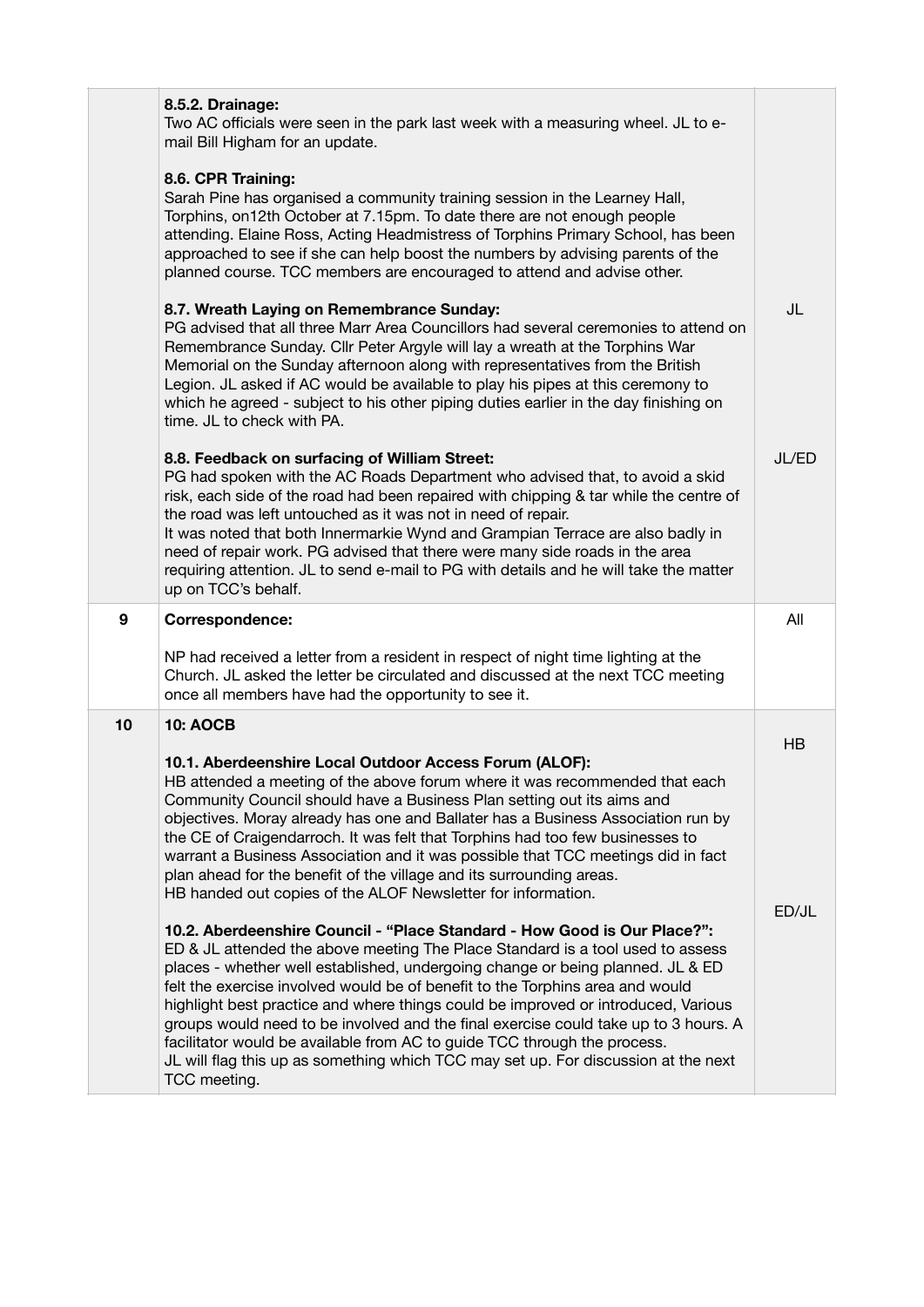| | | |
|---|---|---|
| | **8.5.2. Drainage:**<br>Two AC officials were seen in the park last week with a measuring wheel. JL to e-mail Bill Higham for an update.<br><br>**8.6. CPR Training:**<br>Sarah Pine has organised a community training session in the Learney Hall, Torphins, on12th October at 7.15pm. To date there are not enough people attending. Elaine Ross, Acting Headmistress of Torphins Primary School, has been approached to see if she can help boost the numbers by advising parents of the planned course. TCC members are encouraged to attend and advise other.<br><br>**8.7. Wreath Laying on Remembrance Sunday:**<br>PG advised that all three Marr Area Councillors had several ceremonies to attend on Remembrance Sunday. Cllr Peter Argyle will lay a wreath at the Torphins War Memorial on the Sunday afternoon along with representatives from the British Legion. JL asked if AC would be available to play his pipes at this ceremony to which he agreed - subject to his other piping duties earlier in the day finishing on time. JL to check with PA.<br><br>**8.8. Feedback on surfacing of William Street:**<br>PG had spoken with the AC Roads Department who advised that, to avoid a skid risk, each side of the road had been repaired with chipping & tar while the centre of the road was left untouched as it was not in need of repair.<br>It was noted that both Innermarkie Wynd and Grampian Terrace are also badly in need of repair work. PG advised that there were many side roads in the area requiring attention. JL to send e-mail to PG with details and he will take the matter up on TCC's behalf. | <br><br><br><br><br><br><br><br><br><br>JL<br><br><br><br><br><br><br><br>JL/ED |
| **9** | **Correspondence:**<br><br>NP had received a letter from a resident in respect of night time lighting at the Church. JL asked the letter be circulated and discussed at the next TCC meeting once all members have had the opportunity to see it. | All |
| **10** | **10: AOCB**<br><br>**10.1. Aberdeenshire Local Outdoor Access Forum (ALOF):**<br>HB attended a meeting of the above forum where it was recommended that each Community Council should have a Business Plan setting out its aims and objectives. Moray already has one and Ballater has a Business Association run by the CE of Craigendarroch. It was felt that Torphins had too few businesses to warrant a Business Association and it was possible that TCC meetings did in fact plan ahead for the benefit of the village and its surrounding areas.<br>HB handed out copies of the ALOF Newsletter for information.<br><br>**10.2. Aberdeenshire Council - "Place Standard - How Good is Our Place?":**<br>ED & JL attended the above meeting The Place Standard is a tool used to assess places - whether well established, undergoing change or being planned. JL & ED felt the exercise involved would be of benefit to the Torphins area and would highlight best practice and where things could be improved or introduced, Various groups would need to be involved and the final exercise could take up to 3 hours. A facilitator would be available from AC to guide TCC through the process.<br>JL will flag this up as something which TCC may set up. For discussion at the next TCC meeting. | <br><br>HB<br><br><br><br><br><br><br><br><br>ED/JL |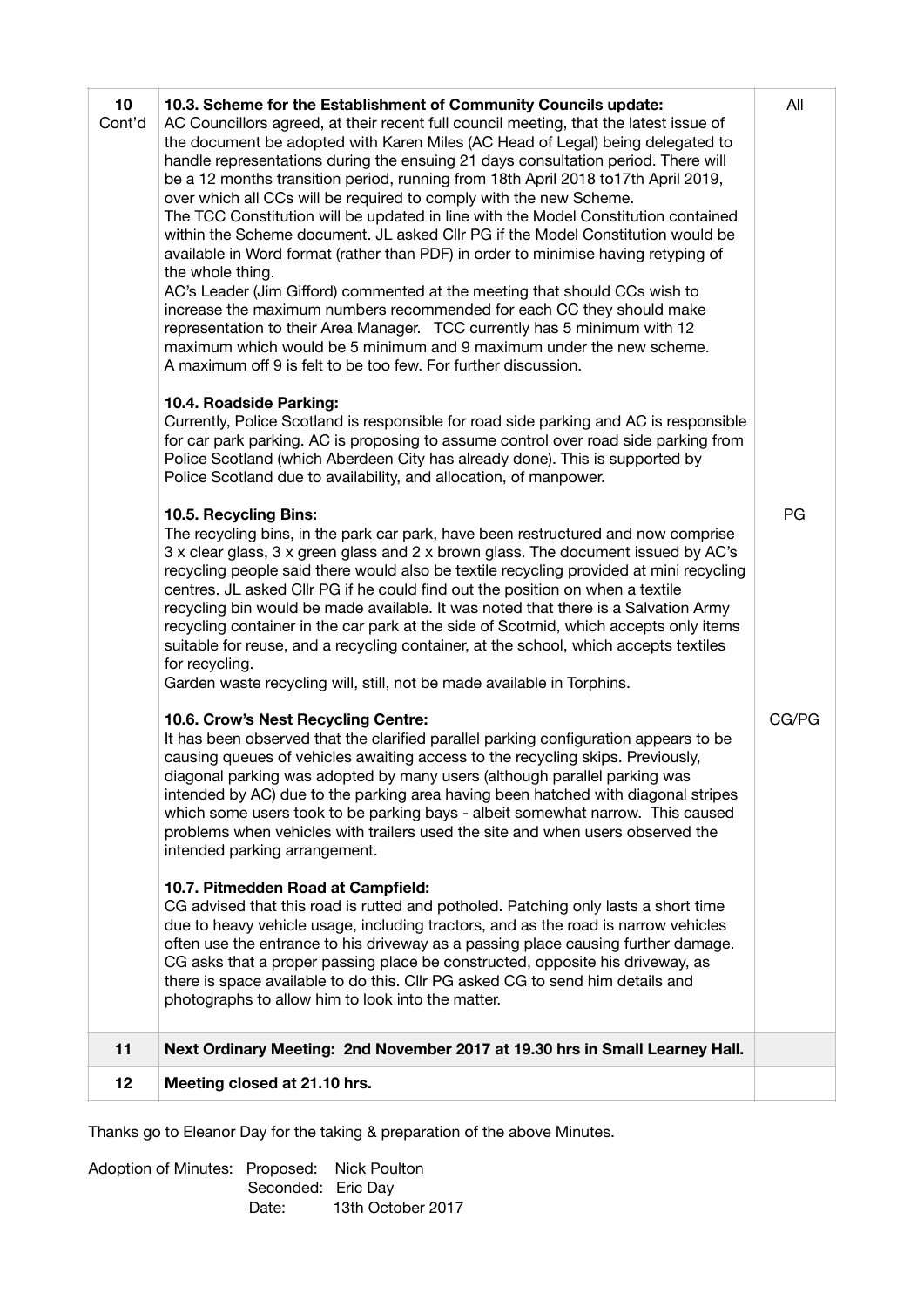| | | |
|---|---|---|
| 10 Cont'd | **10.3. Scheme for the Establishment of Community Councils update:** AC Councillors agreed, at their recent full council meeting, that the latest issue of the document be adopted with Karen Miles (AC Head of Legal) being delegated to handle representations during the ensuing 21 days consultation period. There will be a 12 months transition period, running from 18th April 2018 to17th April 2019, over which all CCs will be required to comply with the new Scheme.<br>The TCC Constitution will be updated in line with the Model Constitution contained within the Scheme document. JL asked Cllr PG if the Model Constitution would be available in Word format (rather than PDF) in order to minimise having retyping of the whole thing.<br>AC's Leader (Jim Gifford) commented at the meeting that should CCs wish to increase the maximum numbers recommended for each CC they should make representation to their Area Manager. TCC currently has 5 minimum with 12 maximum which would be 5 minimum and 9 maximum under the new scheme. A maximum off 9 is felt to be too few. For further discussion. | All |
| | **10.4. Roadside Parking:**<br>Currently, Police Scotland is responsible for road side parking and AC is responsible for car park parking. AC is proposing to assume control over road side parking from Police Scotland (which Aberdeen City has already done). This is supported by Police Scotland due to availability, and allocation, of manpower. | |
| | **10.5. Recycling Bins:**<br>The recycling bins, in the park car park, have been restructured and now comprise 3 x clear glass, 3 x green glass and 2 x brown glass. The document issued by AC's recycling people said there would also be textile recycling provided at mini recycling centres. JL asked Cllr PG if he could find out the position on when a textile recycling bin would be made available. It was noted that there is a Salvation Army recycling container in the car park at the side of Scotmid, which accepts only items suitable for reuse, and a recycling container, at the school, which accepts textiles for recycling.<br>Garden waste recycling will, still, not be made available in Torphins. | PG |
| | **10.6. Crow's Nest Recycling Centre:**<br>It has been observed that the clarified parallel parking configuration appears to be causing queues of vehicles awaiting access to the recycling skips. Previously, diagonal parking was adopted by many users (although parallel parking was intended by AC) due to the parking area having been hatched with diagonal stripes which some users took to be parking bays - albeit somewhat narrow. This caused problems when vehicles with trailers used the site and when users observed the intended parking arrangement. | CG/PG |
| | **10.7. Pitmedden Road at Campfield:**<br>CG advised that this road is rutted and potholed. Patching only lasts a short time due to heavy vehicle usage, including tractors, and as the road is narrow vehicles often use the entrance to his driveway as a passing place causing further damage. CG asks that a proper passing place be constructed, opposite his driveway, as there is space available to do this. Cllr PG asked CG to send him details and photographs to allow him to look into the matter. | |
| **11** | **Next Ordinary Meeting: 2nd November 2017 at 19.30 hrs in Small Learney Hall.** | |
| **12** | **Meeting closed at 21.10 hrs.** | |

Thanks go to Eleanor Day for the taking & preparation of the above Minutes.

Adoption of Minutes: Proposed: Nick Poulton
Seconded: Eric Day
Date: 13th October 2017